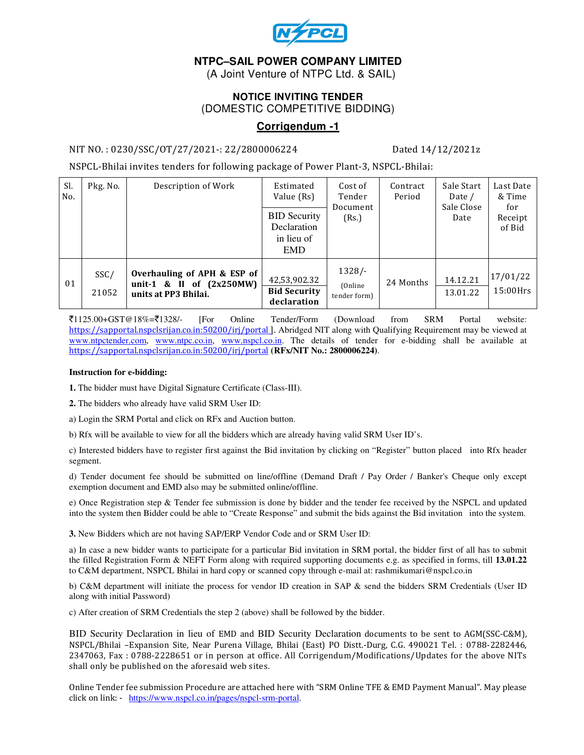NSPCL

# NTPC–SAIL POWER COMPANY LIMITED

(A Joint Venture of NTPC Ltd. & SAIL)

## NOTICE INVITING TENDER

(DOMESTIC COMPETITIVE BIDDING)

## Corrigendum -1

NIT NO. : 0230/SSC/OT/27/2021-: 22/2800006224 Dated 14/12/2021z

NSPCL-Bhilai invites tenders for following package of Power Plant-3, NSPCL-Bhilai:

| Sl. No. | Pkg. No. | Description of Work | Estimated Value (Rs) / BID Security Declaration in lieu of EMD | Cost of Tender Document (Rs.) | Contract Period | Sale Start Date / Sale Close Date | Last Date & Time for Receipt of Bid |
|---|---|---|---|---|---|---|---|
| 01 | SSC/ 21052 | **Overhauling of APH & ESP of unit-1 & II of (2x250MW) units at PP3 Bhilai.** | 42,53,902.32 / **Bid Security declaration** | 1328/- (Online tender form) | 24 Months | 14.12.21 / 13.01.22 | 17/01/22 15:00Hrs |

₹1125.00+GST@18%=₹1328/- [For Online Tender/Form (Download from SRM Portal website: https://sapportal.nspclsrijan.co.in:50200/irj/portal ]. Abridged NIT along with Qualifying Requirement may be viewed at www.ntpctender.com, www.ntpc.co.in, www.nspcl.co.in. The details of tender for e-bidding shall be available at https://sapportal.nspclsrijan.co.in:50200/irj/portal **(RFx/NIT No.: 2800006224)**.

**Instruction for e-bidding:**

**1.** The bidder must have Digital Signature Certificate (Class-III).

**2.** The bidders who already have valid SRM User ID:

a) Login the SRM Portal and click on RFx and Auction button.

b) Rfx will be available to view for all the bidders which are already having valid SRM User ID's.

c) Interested bidders have to register first against the Bid invitation by clicking on "Register" button placed into Rfx header segment.

d) Tender document fee should be submitted on line/offline (Demand Draft / Pay Order / Banker's Cheque only except exemption document and EMD also may be submitted online/offline.

e) Once Registration step & Tender fee submission is done by bidder and the tender fee received by the NSPCL and updated into the system then Bidder could be able to "Create Response" and submit the bids against the Bid invitation into the system.

**3.** New Bidders which are not having SAP/ERP Vendor Code and or SRM User ID:

a) In case a new bidder wants to participate for a particular Bid invitation in SRM portal, the bidder first of all has to submit the filled Registration Form & NEFT Form along with required supporting documents e.g. as specified in forms, till **13.01.22** to C&M department, NSPCL Bhilai in hard copy or scanned copy through e-mail at: rashmikumari@nspcl.co.in

b) C&M department will initiate the process for vendor ID creation in SAP & send the bidders SRM Credentials (User ID along with initial Password)

c) After creation of SRM Credentials the step 2 (above) shall be followed by the bidder.

BID Security Declaration in lieu of EMD and BID Security Declaration documents to be sent to AGM(SSC-C&M), NSPCL/Bhilai –Expansion Site, Near Purena Village, Bhilai (East) PO Distt.-Durg, C.G. 490021 Tel. : 0788-2282446, 2347063, Fax : 0788-2228651 or in person at office. All Corrigendum/Modifications/Updates for the above NITs shall only be published on the aforesaid web sites.

Online Tender fee submission Procedure are attached here with "SRM Online TFE & EMD Payment Manual". May please click on link: - https://www.nspcl.co.in/pages/nspcl-srm-portal.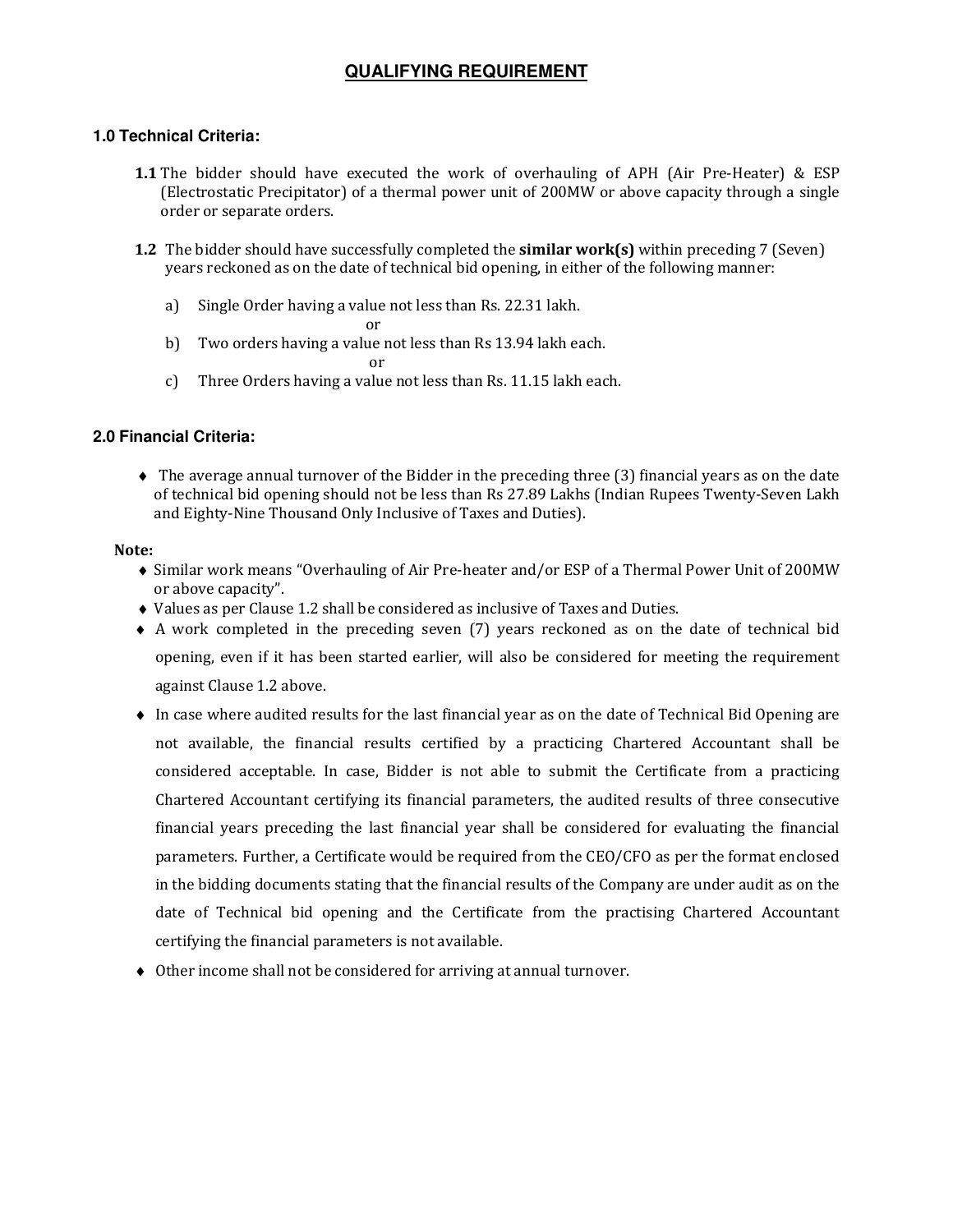# QUALIFYING REQUIREMENT

## 1.0 Technical Criteria:

**1.1** The bidder should have executed the work of overhauling of APH (Air Pre-Heater) & ESP (Electrostatic Precipitator) of a thermal power unit of 200MW or above capacity through a single order or separate orders.

**1.2** The bidder should have successfully completed the **similar work(s)** within preceding 7 (Seven) years reckoned as on the date of technical bid opening, in either of the following manner:

a) Single Order having a value not less than Rs. 22.31 lakh.

or

b) Two orders having a value not less than Rs 13.94 lakh each.

or

c) Three Orders having a value not less than Rs. 11.15 lakh each.

## 2.0 Financial Criteria:

- The average annual turnover of the Bidder in the preceding three (3) financial years as on the date of technical bid opening should not be less than Rs 27.89 Lakhs (Indian Rupees Twenty-Seven Lakh and Eighty-Nine Thousand Only Inclusive of Taxes and Duties).

**Note:**

- Similar work means "Overhauling of Air Pre-heater and/or ESP of a Thermal Power Unit of 200MW or above capacity".
- Values as per Clause 1.2 shall be considered as inclusive of Taxes and Duties.
- A work completed in the preceding seven (7) years reckoned as on the date of technical bid opening, even if it has been started earlier, will also be considered for meeting the requirement against Clause 1.2 above.
- In case where audited results for the last financial year as on the date of Technical Bid Opening are not available, the financial results certified by a practicing Chartered Accountant shall be considered acceptable. In case, Bidder is not able to submit the Certificate from a practicing Chartered Accountant certifying its financial parameters, the audited results of three consecutive financial years preceding the last financial year shall be considered for evaluating the financial parameters. Further, a Certificate would be required from the CEO/CFO as per the format enclosed in the bidding documents stating that the financial results of the Company are under audit as on the date of Technical bid opening and the Certificate from the practising Chartered Accountant certifying the financial parameters is not available.
- Other income shall not be considered for arriving at annual turnover.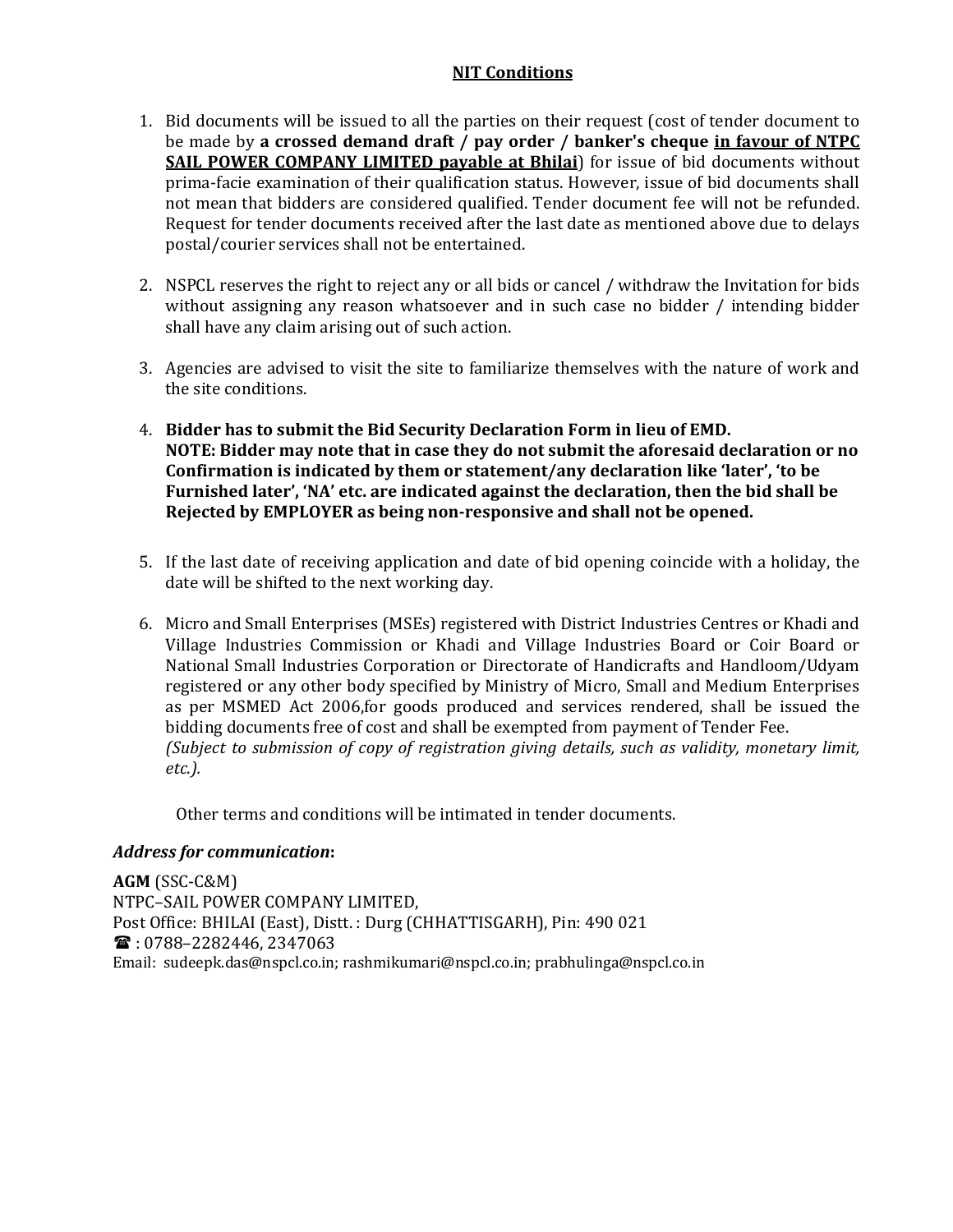## NIT Conditions

1. Bid documents will be issued to all the parties on their request (cost of tender document to be made by **a crossed demand draft / pay order / banker's cheque** **in favour of NTPC SAIL POWER COMPANY LIMITED payable at Bhilai**) for issue of bid documents without prima-facie examination of their qualification status. However, issue of bid documents shall not mean that bidders are considered qualified. Tender document fee will not be refunded. Request for tender documents received after the last date as mentioned above due to delays postal/courier services shall not be entertained.

2. NSPCL reserves the right to reject any or all bids or cancel / withdraw the Invitation for bids without assigning any reason whatsoever and in such case no bidder / intending bidder shall have any claim arising out of such action.

3. Agencies are advised to visit the site to familiarize themselves with the nature of work and the site conditions.

4. **Bidder has to submit the Bid Security Declaration Form in lieu of EMD.**
   **NOTE: Bidder may note that in case they do not submit the aforesaid declaration or no Confirmation is indicated by them or statement/any declaration like 'later', 'to be Furnished later', 'NA' etc. are indicated against the declaration, then the bid shall be Rejected by EMPLOYER as being non-responsive and shall not be opened.**

5. If the last date of receiving application and date of bid opening coincide with a holiday, the date will be shifted to the next working day.

6. Micro and Small Enterprises (MSEs) registered with District Industries Centres or Khadi and Village Industries Commission or Khadi and Village Industries Board or Coir Board or National Small Industries Corporation or Directorate of Handicrafts and Handloom/Udyam registered or any other body specified by Ministry of Micro, Small and Medium Enterprises as per MSMED Act 2006,for goods produced and services rendered, shall be issued the bidding documents free of cost and shall be exempted from payment of Tender Fee.
   *(Subject to submission of copy of registration giving details, such as validity, monetary limit, etc.).*

Other terms and conditions will be intimated in tender documents.

***Address for communication*:**

**AGM** (SSC-C&M)
NTPC–SAIL POWER COMPANY LIMITED,
Post Office: BHILAI (East), Distt. : Durg (CHHATTISGARH), Pin: 490 021
☎ : 0788–2282446, 2347063
Email: sudeepk.das@nspcl.co.in; rashmikumari@nspcl.co.in; prabhulinga@nspcl.co.in